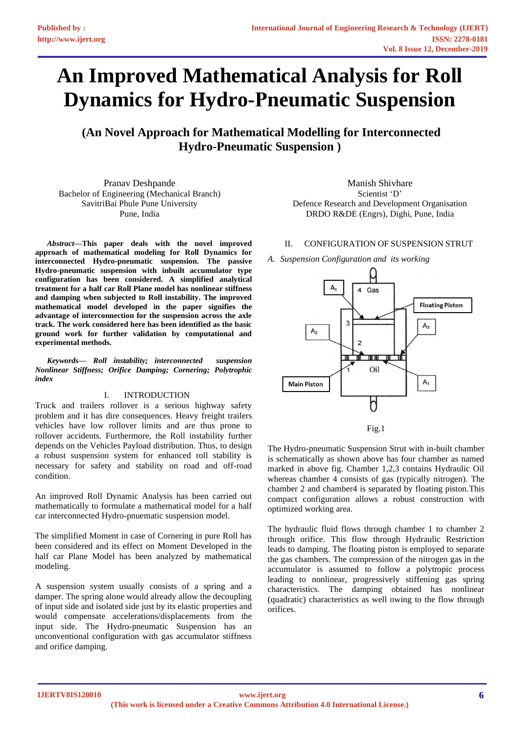# An Improved Mathematical Analysis for Roll Dynamics for Hydro-Pneumatic Suspension

## (An Novel Approach for Mathematical Modelling for Interconnected Hydro-Pneumatic Suspension )

Pranav Deshpande
Bachelor of Engineering (Mechanical Branch)
SavitriBai Phule Pune University
Pune, India

Manish Shivhare
Scientist 'D'
Defence Research and Development Organisation
DRDO R&DE (Engrs), Dighi, Pune, India

***Abstract*—This paper deals with the novel improved approach of mathematical modeling for Roll Dynamics for interconnected Hydro-pneumatic suspension. The passive Hydro-pneumatic suspension with inbuilt accumulator type configuration has been considered. A simplified analytical treatment for a half car Roll Plane model has nonlinear stiffness and damping when subjected to Roll instability. The improved mathematical model developed in the paper signifies the advantage of interconnection for the suspension across the axle track. The work considered here has been identified as the basic ground work for further validation by computational and experimental methods.**

***Keywords— Roll instability; interconnected suspension Nonlinear Stiffness; Orifice Damping; Cornering; Polytrophic index***

## I. INTRODUCTION

Truck and trailers rollover is a serious highway safety problem and it has dire consequences. Heavy freight trailers vehicles have low rollover limits and are thus prone to rollover accidents. Furthermore, the Roll instability further depends on the Vehicles Payload distribution. Thus, to design a robust suspension system for enhanced roll stability is necessary for safety and stability on road and off-road condition.

An improved Roll Dynamic Analysis has been carried out mathematically to formulate a mathematical model for a half car interconnected Hydro-pnuematic suspension model.

The simplified Moment in case of Cornering in pure Roll has been considered and its effect on Moment Developed in the half car Plane Model has been analyzed by mathematical modeling.

A suspension system usually consists of a spring and a damper. The spring alone would already allow the decoupling of input side and isolated side just by its elastic properties and would compensate accelerations/displacements from the input side. The Hydro-pneumatic Suspension has an unconventional configuration with gas accumulator stiffness and orifice damping.

## II. CONFIGURATION OF SUSPENSION STRUT

### *A. Suspension Configuration and its working*

Fig.1

The Hydro-pneumatic Suspension Strut with in-built chamber is schematically as shown above has four chamber as named marked in above fig. Chamber 1,2,3 contains Hydraulic Oil whereas chamber 4 consists of gas (typically nitrogen). The chamber 2 and chamber4 is separated by floating piston.This compact configuration allows a robust construction with optimized working area.

The hydraulic fluid flows through chamber 1 to chamber 2 through orifice. This flow through Hydraulic Restriction leads to damping. The floating piston is employed to separate the gas chambers. The compression of the nitrogen gas in the accumulator is assumed to follow a polytropic process leading to nonlinear, progressively stiffening gas spring characteristics. The damping obtained has nonlinear (quadratic) characteristics as well owing to the flow through orifices.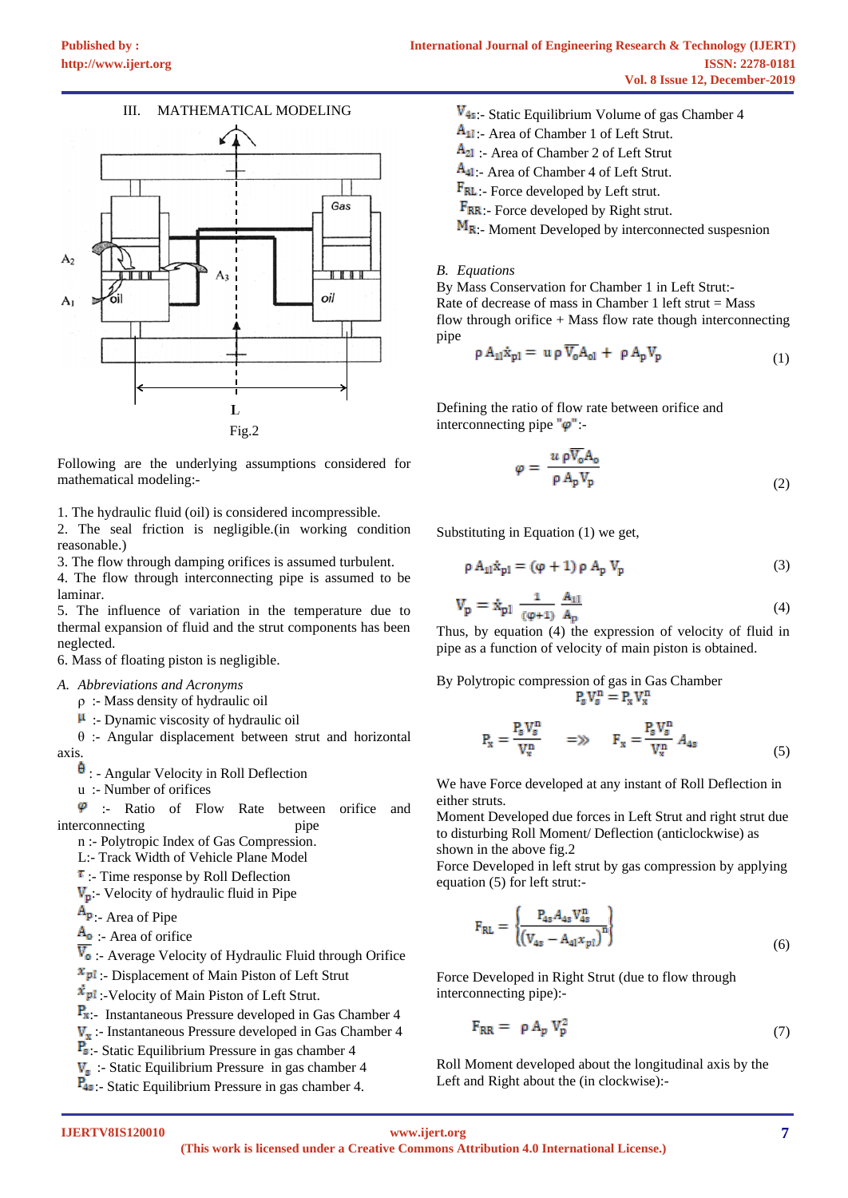## III. MATHEMATICAL MODELING

Fig.2

Following are the underlying assumptions considered for mathematical modeling:-

1. The hydraulic fluid (oil) is considered incompressible.
2. The seal friction is negligible.(in working condition reasonable.)
3. The flow through damping orifices is assumed turbulent.
4. The flow through interconnecting pipe is assumed to be laminar.
5. The influence of variation in the temperature due to thermal expansion of fluid and the strut components has been neglected.
6. Mass of floating piston is negligible.

### A. Abbreviations and Acronyms

$\rho$ :- Mass density of hydraulic oil

$\mu$ :- Dynamic viscosity of hydraulic oil

$\theta$ :- Angular displacement between strut and horizontal axis.

$\dot{\theta}$ : - Angular Velocity in Roll Deflection

u :- Number of orifices

$\varphi$ :- Ratio of Flow Rate between orifice and interconnecting pipe

n :- Polytropic Index of Gas Compression.

L:- Track Width of Vehicle Plane Model

$\tau$ :- Time response by Roll Deflection

$V_p$:- Velocity of hydraulic fluid in Pipe

$A_p$:- Area of Pipe

$A_o$ :- Area of orifice

$\overline{V}_o$ :- Average Velocity of Hydraulic Fluid through Orifice

$x_{pl}$ :- Displacement of Main Piston of Left Strut

$\dot{x}_{pl}$ :-Velocity of Main Piston of Left Strut.

$P_x$:- Instantaneous Pressure developed in Gas Chamber 4

$V_x$ :- Instantaneous Pressure developed in Gas Chamber 4

$P_s$:- Static Equilibrium Pressure in gas chamber 4

$V_s$ :- Static Equilibrium Pressure in gas chamber 4

$P_{4s}$:- Static Equilibrium Pressure in gas chamber 4.

$V_{4s}$:- Static Equilibrium Volume of gas Chamber 4

$A_{1l}$:- Area of Chamber 1 of Left Strut.

$A_{2l}$ :- Area of Chamber 2 of Left Strut

$A_{4l}$:- Area of Chamber 4 of Left Strut.

$F_{RL}$:- Force developed by Left strut.

$F_{RR}$:- Force developed by Right strut.

$M_R$:- Moment Developed by interconnected suspesnion

### B. Equations

By Mass Conservation for Chamber 1 in Left Strut:-
Rate of decrease of mass in Chamber 1 left strut = Mass flow through orifice + Mass flow rate though interconnecting pipe

$$\rho A_{1l}\dot{x}_{pl} = u\,\rho\,\overline{V}_o A_{ol} + \rho A_p V_p \tag{1}$$

Defining the ratio of flow rate between orifice and interconnecting pipe "$\varphi$":-

$$\varphi = \frac{u\,\rho \overline{V}_o A_o}{\rho A_p V_p} \tag{2}$$

Substituting in Equation (1) we get,

$$\rho A_{1l}\dot{x}_{pl} = (\varphi + 1)\,\rho\, A_p\, V_p \tag{3}$$

$$V_p = \dot{x}_{pl}\,\frac{1}{(\varphi+1)}\,\frac{A_{1l}}{A_p} \tag{4}$$

Thus, by equation (4) the expression of velocity of fluid in pipe as a function of velocity of main piston is obtained.

By Polytropic compression of gas in Gas Chamber

$$P_s V_s^n = P_x V_x^n$$

$$P_x = \frac{P_s V_s^n}{V_x^n} \quad \Rightarrow \quad F_x = \frac{P_s V_s^n}{V_x^n} A_{4s} \tag{5}$$

We have Force developed at any instant of Roll Deflection in either struts.
Moment Developed due forces in Left Strut and right strut due to disturbing Roll Moment/ Deflection (anticlockwise) as shown in the above fig.2
Force Developed in left strut by gas compression by applying equation (5) for left strut:-

$$F_{RL} = \left\{\frac{P_{4s} A_{4s} V_{4s}^n}{\left((V_{4s} - A_{4l} x_{pl})\right)^n}\right\} \tag{6}$$

Force Developed in Right Strut (due to flow through interconnecting pipe):-

$$F_{RR} = \rho\, A_p\, V_p^2 \tag{7}$$

Roll Moment developed about the longitudinal axis by the Left and Right about the (in clockwise):-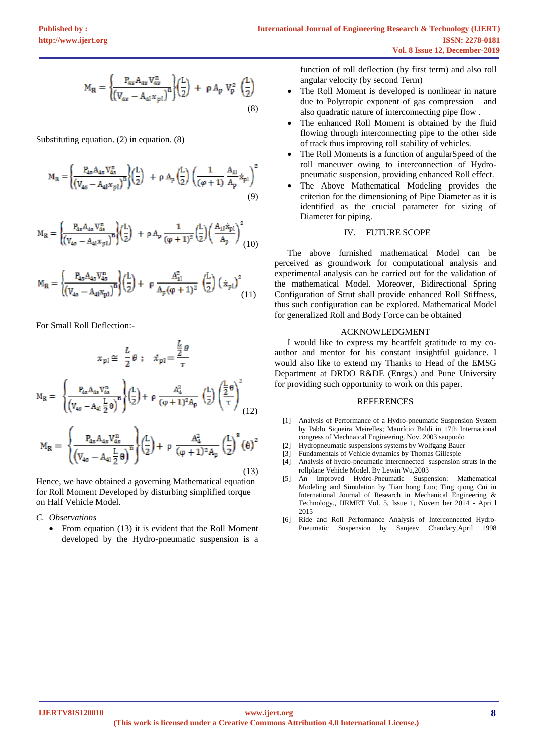$$M_R = \left\{\frac{P_{4s}A_{4s}V_{4s}^n}{\left(V_{4s} - A_{41}x_{pl}\right)^n}\right\}\left(\frac{L}{2}\right) + \rho A_p V_p^2 \left(\frac{L}{2}\right) \tag{8}$$

Substituting equation. (2) in equation. (8)

$$M_R = \left\{\frac{P_{4s}A_{4s}V_{4s}^n}{\left(V_{4s} - A_{41}x_{pl}\right)^n}\right\}\left(\frac{L}{2}\right) + \rho A_p \left(\frac{L}{2}\right)\left(\frac{1}{(\varphi+1)}\frac{A_{1l}}{A_p}\dot{x}_{pl}\right)^2 \tag{9}$$

$$M_R = \left\{\frac{P_{4s}A_{4s}V_{4s}^n}{\left(V_{4s} - A_{4l}x_{pl}\right)^n}\right\}\left(\frac{L}{2}\right) + \rho A_p \frac{1}{(\varphi+1)^2}\left(\frac{L}{2}\right)\left(\frac{A_{1l}\dot{x}_{pl}}{A_p}\right)^2 \tag{10}$$

$$M_R = \left\{\frac{P_{4s}A_{4s}V_{4s}^n}{\left(V_{4s} - A_{4l}x_{pl}\right)^n}\right\}\left(\frac{L}{2}\right) + \rho \frac{A_{1l}^2}{A_p(\varphi+1)^2}\left(\frac{L}{2}\right)\left(\dot{x}_{pl}\right)^2 \tag{11}$$

For Small Roll Deflection:-

$$x_{pl} \cong \frac{L}{2}\theta\ ; \quad \dot{x}_{pl} = \frac{\frac{L}{2}\theta}{\tau}$$

$$M_R = \left\{\frac{P_{4s}A_{4s}V_{4s}^n}{\left(V_{4s} - A_{4l}\frac{L}{2}\theta\right)^n}\right\}\left(\frac{L}{2}\right) + \rho \frac{A_4^2}{(\varphi+1)^2 A_p}\left(\frac{L}{2}\right)\left(\frac{\frac{L}{2}\theta}{\tau}\right)^2 \tag{12}$$

$$M_R = \left\{\frac{P_{4s}A_{4s}V_{4s}^n}{\left(V_{4s} - A_{4l}\frac{L}{2}\theta\right)^n}\right\}\left(\frac{L}{2}\right) + \rho \frac{A_4^2}{(\varphi+1)^2 A_p}\left(\frac{L}{2}\right)^3 (\theta)^2 \tag{13}$$

Hence, we have obtained a governing Mathematical equation for Roll Moment Developed by disturbing simplified torque on Half Vehicle Model.

### *C. Observations*

- From equation (13) it is evident that the Roll Moment developed by the Hydro-pneumatic suspension is a function of roll deflection (by first term) and also roll angular velocity (by second Term)
- The Roll Moment is developed is nonlinear in nature due to Polytropic exponent of gas compression and also quadratic nature of interconnecting pipe flow .
- The enhanced Roll Moment is obtained by the fluid flowing through interconnecting pipe to the other side of track thus improving roll stability of vehicles.
- The Roll Moments is a function of angularSpeed of the roll maneuver owing to interconnection of Hydro-pneumatic suspension, providing enhanced Roll effect.
- The Above Mathematical Modeling provides the criterion for the dimensioning of Pipe Diameter as it is identified as the crucial parameter for sizing of Diameter for piping.

## IV. FUTURE SCOPE

The above furnished mathematical Model can be perceived as groundwork for computational analysis and experimental analysis can be carried out for the validation of the mathematical Model. Moreover, Bidirectional Spring Configuration of Strut shall provide enhanced Roll Stiffness, thus such configuration can be explored. Mathematical Model for generalized Roll and Body Force can be obtained

## ACKNOWLEDGMENT

I would like to express my heartfelt gratitude to my co-author and mentor for his constant insightful guidance. I would also like to extend my Thanks to Head of the EMSG Department at DRDO R&DE (Engrs.) and Pune University for providing such opportunity to work on this paper.

## REFERENCES

[1] Analysis of Performance of a Hydro-pneumatic Suspension System by Pablo Siqueira Meirelles; Maurício Baldi in 17th International congress of Mechnaical Engineering. Nov. 2003 saopuolo

[2] Hydropneumatic suspensions systems by Wolfgang Bauer

[3] Fundamentals of Vehicle dynamics by Thomas Gillespie

[4] Analysis of hydro-pneumatic intercnnected suspension struts in the rollplane Vehicle Model. By Lewin Wu,2003

[5] An Improved Hydro-Pneumatic Suspension: Mathematical Modeling and Simulation by Tian hong Luo; Ting qiong Cui in International Journal of Research in Mechanical Engineering & Technology., IJRMET Vol. 5, Issue 1, Novem ber 2014 - Apri l 2015

[6] Ride and Roll Performance Analysis of Interconnected Hydro-Pneumatic Suspension by Sanjeev Chaudary,April 1998